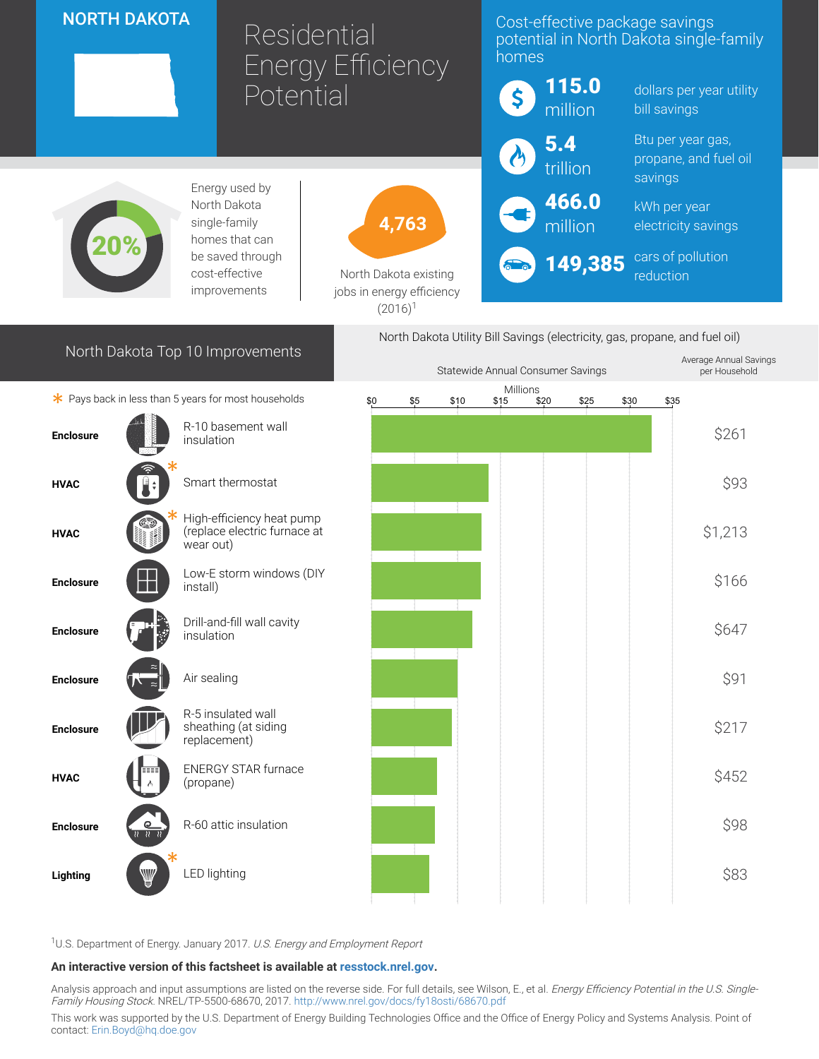# NORTH DAKOTA

# Residential Energy Efficiency Potential

## Cost-effective package savings potential in North Dakota single-family homes

- **115.0** million — dollars per year utility bill savings
- **5.4** trillion — Btu per year gas, propane, and fuel oil savings
- **466.0** million — kWh per year electricity savings
- **149,385** — cars of pollution reduction

**20%** — Energy used by North Dakota single-family homes that can be saved through cost-effective improvements

**4,763** — North Dakota existing jobs in energy efficiency (2016)[1]

## North Dakota Top 10 Improvements

\* Pays back in less than 5 years for most households

North Dakota Utility Bill Savings (electricity, gas, propane, and fuel oil)

| Category | Improvement | Statewide Annual Consumer Savings (Millions, approx.) | Average Annual Savings per Household |
|---|---|---|---|
| Enclosure | R-10 basement wall insulation | ~$32.5 | $261 |
| HVAC | Smart thermostat * | ~$13.7 | $93 |
| HVAC | High-efficiency heat pump (replace electric furnace at wear out) * | ~$12.8 | $1,213 |
| Enclosure | Low-E storm windows (DIY install) | ~$12.7 | $166 |
| Enclosure | Drill-and-fill wall cavity insulation | ~$11.7 | $647 |
| Enclosure | Air sealing | ~$10.0 | $91 |
| Enclosure | R-5 insulated wall sheathing (at siding replacement) | ~$9.3 | $217 |
| HVAC | ENERGY STAR furnace (propane) | ~$7.6 | $452 |
| Enclosure | R-60 attic insulation | ~$7.4 | $98 |
| Lighting | LED lighting * | ~$6.7 | $83 |

[1]U.S. Department of Energy. January 2017. *U.S. Energy and Employment Report*

**An interactive version of this factsheet is available at resstock.nrel.gov.**

Analysis approach and input assumptions are listed on the reverse side. For full details, see Wilson, E., et al. *Energy Efficiency Potential in the U.S. Single-Family Housing Stock.* NREL/TP-5500-68670, 2017. http://www.nrel.gov/docs/fy18osti/68670.pdf

This work was supported by the U.S. Department of Energy Building Technologies Office and the Office of Energy Policy and Systems Analysis. Point of contact: Erin.Boyd@hq.doe.gov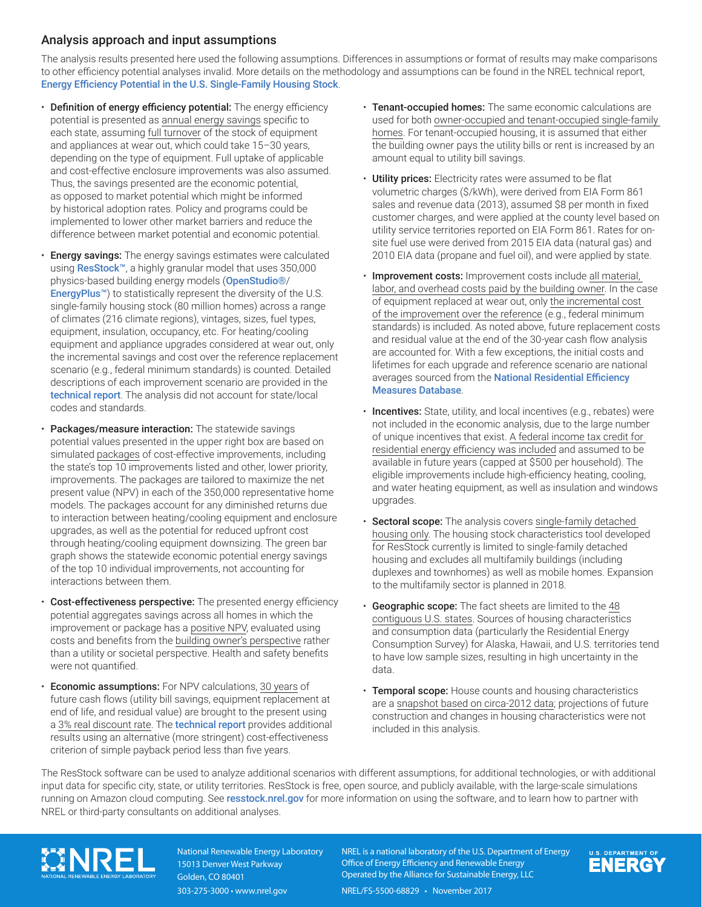## Analysis approach and input assumptions

The analysis results presented here used the following assumptions. Differences in assumptions or format of results may make comparisons to other efficiency potential analyses invalid. More details on the methodology and assumptions can be found in the NREL technical report, Energy Efficiency Potential in the U.S. Single-Family Housing Stock.

- **Definition of energy efficiency potential:** The energy efficiency potential is presented as annual energy savings specific to each state, assuming full turnover of the stock of equipment and appliances at wear out, which could take 15–30 years, depending on the type of equipment. Full uptake of applicable and cost-effective enclosure improvements was also assumed. Thus, the savings presented are the economic potential, as opposed to market potential which might be informed by historical adoption rates. Policy and programs could be implemented to lower other market barriers and reduce the difference between market potential and economic potential.
- **Energy savings:** The energy savings estimates were calculated using ResStock™, a highly granular model that uses 350,000 physics-based building energy models (OpenStudio®/EnergyPlus™) to statistically represent the diversity of the U.S. single-family housing stock (80 million homes) across a range of climates (216 climate regions), vintages, sizes, fuel types, equipment, insulation, occupancy, etc. For heating/cooling equipment and appliance upgrades considered at wear out, only the incremental savings and cost over the reference replacement scenario (e.g., federal minimum standards) is counted. Detailed descriptions of each improvement scenario are provided in the technical report. The analysis did not account for state/local codes and standards.
- **Packages/measure interaction:** The statewide savings potential values presented in the upper right box are based on simulated packages of cost-effective improvements, including the state's top 10 improvements listed and other, lower priority, improvements. The packages are tailored to maximize the net present value (NPV) in each of the 350,000 representative home models. The packages account for any diminished returns due to interaction between heating/cooling equipment and enclosure upgrades, as well as the potential for reduced upfront cost through heating/cooling equipment downsizing. The green bar graph shows the statewide economic potential energy savings of the top 10 individual improvements, not accounting for interactions between them.
- **Cost-effectiveness perspective:** The presented energy efficiency potential aggregates savings across all homes in which the improvement or package has a positive NPV, evaluated using costs and benefits from the building owner's perspective rather than a utility or societal perspective. Health and safety benefits were not quantified.
- **Economic assumptions:** For NPV calculations, 30 years of future cash flows (utility bill savings, equipment replacement at end of life, and residual value) are brought to the present using a 3% real discount rate. The technical report provides additional results using an alternative (more stringent) cost-effectiveness criterion of simple payback period less than five years.
- **Tenant-occupied homes:** The same economic calculations are used for both owner-occupied and tenant-occupied single-family homes. For tenant-occupied housing, it is assumed that either the building owner pays the utility bills or rent is increased by an amount equal to utility bill savings.
- **Utility prices:** Electricity rates were assumed to be flat volumetric charges ($/kWh), were derived from EIA Form 861 sales and revenue data (2013), assumed $8 per month in fixed customer charges, and were applied at the county level based on utility service territories reported on EIA Form 861. Rates for on-site fuel use were derived from 2015 EIA data (natural gas) and 2010 EIA data (propane and fuel oil), and were applied by state.
- **Improvement costs:** Improvement costs include all material, labor, and overhead costs paid by the building owner. In the case of equipment replaced at wear out, only the incremental cost of the improvement over the reference (e.g., federal minimum standards) is included. As noted above, future replacement costs and residual value at the end of the 30-year cash flow analysis are accounted for. With a few exceptions, the initial costs and lifetimes for each upgrade and reference scenario are national averages sourced from the National Residential Efficiency Measures Database.
- **Incentives:** State, utility, and local incentives (e.g., rebates) were not included in the economic analysis, due to the large number of unique incentives that exist. A federal income tax credit for residential energy efficiency was included and assumed to be available in future years (capped at $500 per household). The eligible improvements include high-efficiency heating, cooling, and water heating equipment, as well as insulation and windows upgrades.
- **Sectoral scope:** The analysis covers single-family detached housing only. The housing stock characteristics tool developed for ResStock currently is limited to single-family detached housing and excludes all multifamily buildings (including duplexes and townhomes) as well as mobile homes. Expansion to the multifamily sector is planned in 2018.
- **Geographic scope:** The fact sheets are limited to the 48 contiguous U.S. states. Sources of housing characteristics and consumption data (particularly the Residential Energy Consumption Survey) for Alaska, Hawaii, and U.S. territories tend to have low sample sizes, resulting in high uncertainty in the data.
- **Temporal scope:** House counts and housing characteristics are a snapshot based on circa-2012 data; projections of future construction and changes in housing characteristics were not included in this analysis.

The ResStock software can be used to analyze additional scenarios with different assumptions, for additional technologies, or with additional input data for specific city, state, or utility territories. ResStock is free, open source, and publicly available, with the large-scale simulations running on Amazon cloud computing. See resstock.nrel.gov for more information on using the software, and to learn how to partner with NREL or third-party consultants on additional analyses.

National Renewable Energy Laboratory
15013 Denver West Parkway
Golden, CO 80401
303-275-3000 • www.nrel.gov

NREL is a national laboratory of the U.S. Department of Energy
Office of Energy Efficiency and Renewable Energy
Operated by the Alliance for Sustainable Energy, LLC

NREL/FS-5500-68829 • November 2017